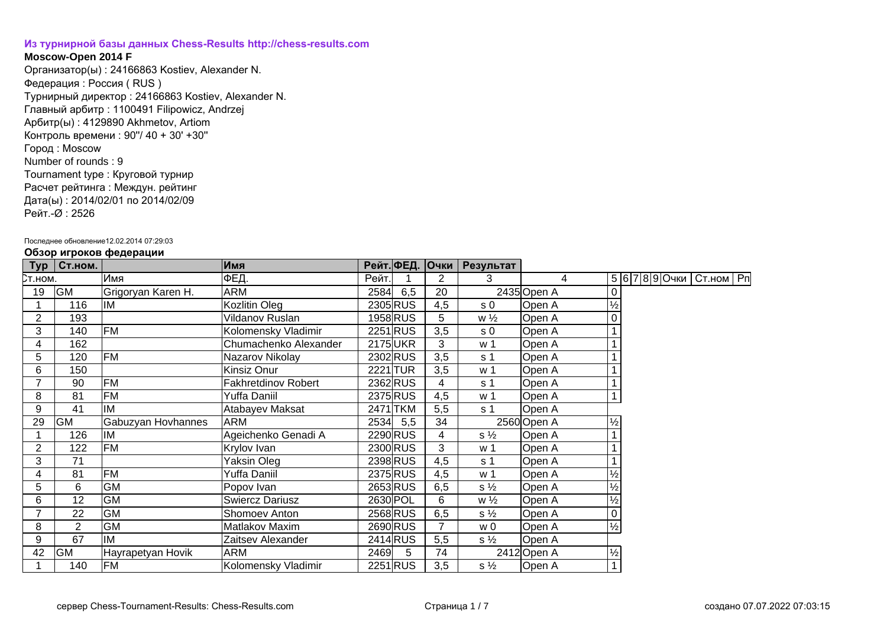**Из турнирной базы данных Chess-Results http://chess-results.com**

**Moscow-Open 2014 F**

Организатор(ы) : 24166863 Kostiev, Alexander N.

Федерация : Россия ( RUS )

Турнирный директор : 24166863 Kostiev, Alexander N.

Главный арбитр : 1100491 Filipowicz, Andrzej

Арбитр(ы) : 4129890 Akhmetov, Artiom

Контроль времени : 90''/ 40 + 30' +30''

Город : Moscow

Number of rounds : 9

Tournament type : Круговой турнир

Расчет рейтинга : Междун. рейтинг

Дата(ы) : 2014/02/01 по 2014/02/09

Рейт.-Ø : 2526

Последнее обновление12.02.2014 07:29:03

**Обзор игроков федерации**

| Тур | Ст.ном. | | Имя | Рейт. | ФЕД. | Очки | Результат | | | | | | | | |
|---|---|---|---|---|---|---|---|---|---|---|---|---|---|---|---|
| Ст.ном. | | Имя | ФЕД. | Рейт. | 1 | 2 | 3 | 4 | 5 | 6 | 7 | 8 | 9 | Очки | Ст.ном | Рп |
| 19 | GM | Grigoryan Karen H. | ARM | 2584 | 6,5 | 20 | 2435 | Open A | 0 | | | | | | |
| 1 | 116 | IM | Kozlitin Oleg | 2305 | RUS | 4,5 | s 0 | Open A | ½ | | | | | | |
| 2 | 193 | | Vildanov Ruslan | 1958 | RUS | 5 | w ½ | Open A | 0 | | | | | | |
| 3 | 140 | FM | Kolomensky Vladimir | 2251 | RUS | 3,5 | s 0 | Open A | 1 | | | | | | |
| 4 | 162 | | Chumachenko Alexander | 2175 | UKR | 3 | w 1 | Open A | 1 | | | | | | |
| 5 | 120 | FM | Nazarov Nikolay | 2302 | RUS | 3,5 | s 1 | Open A | 1 | | | | | | |
| 6 | 150 | | Kinsiz Onur | 2221 | TUR | 3,5 | w 1 | Open A | 1 | | | | | | |
| 7 | 90 | FM | Fakhretdinov Robert | 2362 | RUS | 4 | s 1 | Open A | 1 | | | | | | |
| 8 | 81 | FM | Yuffa Daniil | 2375 | RUS | 4,5 | w 1 | Open A | 1 | | | | | | |
| 9 | 41 | IM | Atabayev Maksat | 2471 | TKM | 5,5 | s 1 | Open A | | | | | | | |
| 29 | GM | Gabuzyan Hovhannes | ARM | 2534 | 5,5 | 34 | 2560 | Open A | ½ | | | | | | |
| 1 | 126 | IM | Ageichenko Genadi A | 2290 | RUS | 4 | s ½ | Open A | 1 | | | | | | |
| 2 | 122 | FM | Krylov Ivan | 2300 | RUS | 3 | w 1 | Open A | 1 | | | | | | |
| 3 | 71 | | Yaksin Oleg | 2398 | RUS | 4,5 | s 1 | Open A | 1 | | | | | | |
| 4 | 81 | FM | Yuffa Daniil | 2375 | RUS | 4,5 | w 1 | Open A | ½ | | | | | | |
| 5 | 6 | GM | Popov Ivan | 2653 | RUS | 6,5 | s ½ | Open A | ½ | | | | | | |
| 6 | 12 | GM | Swiercz Dariusz | 2630 | POL | 6 | w ½ | Open A | ½ | | | | | | |
| 7 | 22 | GM | Shomoev Anton | 2568 | RUS | 6,5 | s ½ | Open A | 0 | | | | | | |
| 8 | 2 | GM | Matlakov Maxim | 2690 | RUS | 7 | w 0 | Open A | ½ | | | | | | |
| 9 | 67 | IM | Zaitsev Alexander | 2414 | RUS | 5,5 | s ½ | Open A | | | | | | | |
| 42 | GM | Hayrapetyan Hovik | ARM | 2469 | 5 | 74 | 2412 | Open A | ½ | | | | | | |
| 1 | 140 | FM | Kolomensky Vladimir | 2251 | RUS | 3,5 | s ½ | Open A | 1 | | | | | | |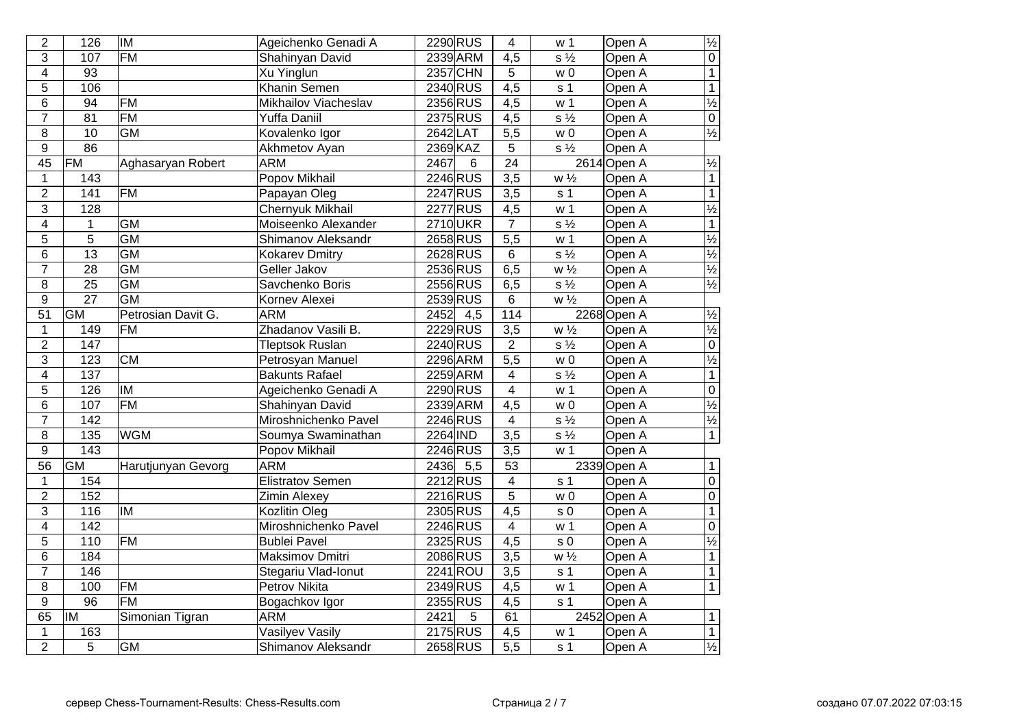| | | | | | | | | | |
|---|---|---|---|---|---|---|---|---|---|
| 2 | 126 | IM | Ageichenko Genadi A | 2290 | RUS | 4 | w 1 | Open A | ½ |
| 3 | 107 | FM | Shahinyan David | 2339 | ARM | 4,5 | s ½ | Open A | 0 |
| 4 | 93 | | Xu Yinglun | 2357 | CHN | 5 | w 0 | Open A | 1 |
| 5 | 106 | | Khanin Semen | 2340 | RUS | 4,5 | s 1 | Open A | 1 |
| 6 | 94 | FM | Mikhailov Viacheslav | 2356 | RUS | 4,5 | w 1 | Open A | ½ |
| 7 | 81 | FM | Yuffa Daniil | 2375 | RUS | 4,5 | s ½ | Open A | 0 |
| 8 | 10 | GM | Kovalenko Igor | 2642 | LAT | 5,5 | w 0 | Open A | ½ |
| 9 | 86 | | Akhmetov Ayan | 2369 | KAZ | 5 | s ½ | Open A | |
| 45 | FM | Aghasaryan Robert | ARM | 2467 | 6 | 24 | 2614 | Open A | ½ |
| 1 | 143 | | Popov Mikhail | 2246 | RUS | 3,5 | w ½ | Open A | 1 |
| 2 | 141 | FM | Papayan Oleg | 2247 | RUS | 3,5 | s 1 | Open A | 1 |
| 3 | 128 | | Chernyuk Mikhail | 2277 | RUS | 4,5 | w 1 | Open A | ½ |
| 4 | 1 | GM | Moiseenko Alexander | 2710 | UKR | 7 | s ½ | Open A | 1 |
| 5 | 5 | GM | Shimanov Aleksandr | 2658 | RUS | 5,5 | w 1 | Open A | ½ |
| 6 | 13 | GM | Kokarev Dmitry | 2628 | RUS | 6 | s ½ | Open A | ½ |
| 7 | 28 | GM | Geller Jakov | 2536 | RUS | 6,5 | w ½ | Open A | ½ |
| 8 | 25 | GM | Savchenko Boris | 2556 | RUS | 6,5 | s ½ | Open A | ½ |
| 9 | 27 | GM | Kornev Alexei | 2539 | RUS | 6 | w ½ | Open A | |
| 51 | GM | Petrosian Davit G. | ARM | 2452 | 4,5 | 114 | 2268 | Open A | ½ |
| 1 | 149 | FM | Zhdanov Vasili B. | 2229 | RUS | 3,5 | w ½ | Open A | ½ |
| 2 | 147 | | Tleptsok Ruslan | 2240 | RUS | 2 | s ½ | Open A | 0 |
| 3 | 123 | CM | Petrosyan Manuel | 2296 | ARM | 5,5 | w 0 | Open A | ½ |
| 4 | 137 | | Bakunts Rafael | 2259 | ARM | 4 | s ½ | Open A | 1 |
| 5 | 126 | IM | Ageichenko Genadi A | 2290 | RUS | 4 | w 1 | Open A | 0 |
| 6 | 107 | FM | Shahinyan David | 2339 | ARM | 4,5 | w 0 | Open A | ½ |
| 7 | 142 | | Miroshnichenko Pavel | 2246 | RUS | 4 | s ½ | Open A | ½ |
| 8 | 135 | WGM | Soumya Swaminathan | 2264 | IND | 3,5 | s ½ | Open A | 1 |
| 9 | 143 | | Popov Mikhail | 2246 | RUS | 3,5 | w 1 | Open A | |
| 56 | GM | Harutjunyan Gevorg | ARM | 2436 | 5,5 | 53 | 2339 | Open A | 1 |
| 1 | 154 | | Elistratov Semen | 2212 | RUS | 4 | s 1 | Open A | 0 |
| 2 | 152 | | Zimin Alexey | 2216 | RUS | 5 | w 0 | Open A | 0 |
| 3 | 116 | IM | Kozlitin Oleg | 2305 | RUS | 4,5 | s 0 | Open A | 1 |
| 4 | 142 | | Miroshnichenko Pavel | 2246 | RUS | 4 | w 1 | Open A | 0 |
| 5 | 110 | FM | Bublei Pavel | 2325 | RUS | 4,5 | s 0 | Open A | ½ |
| 6 | 184 | | Maksimov Dmitri | 2086 | RUS | 3,5 | w ½ | Open A | 1 |
| 7 | 146 | | Stegariu Vlad-Ionut | 2241 | ROU | 3,5 | s 1 | Open A | 1 |
| 8 | 100 | FM | Petrov Nikita | 2349 | RUS | 4,5 | w 1 | Open A | 1 |
| 9 | 96 | FM | Bogachkov Igor | 2355 | RUS | 4,5 | s 1 | Open A | |
| 65 | IM | Simonian Tigran | ARM | 2421 | 5 | 61 | 2452 | Open A | 1 |
| 1 | 163 | | Vasilyev Vasily | 2175 | RUS | 4,5 | w 1 | Open A | 1 |
| 2 | 5 | GM | Shimanov Aleksandr | 2658 | RUS | 5,5 | s 1 | Open A | ½ |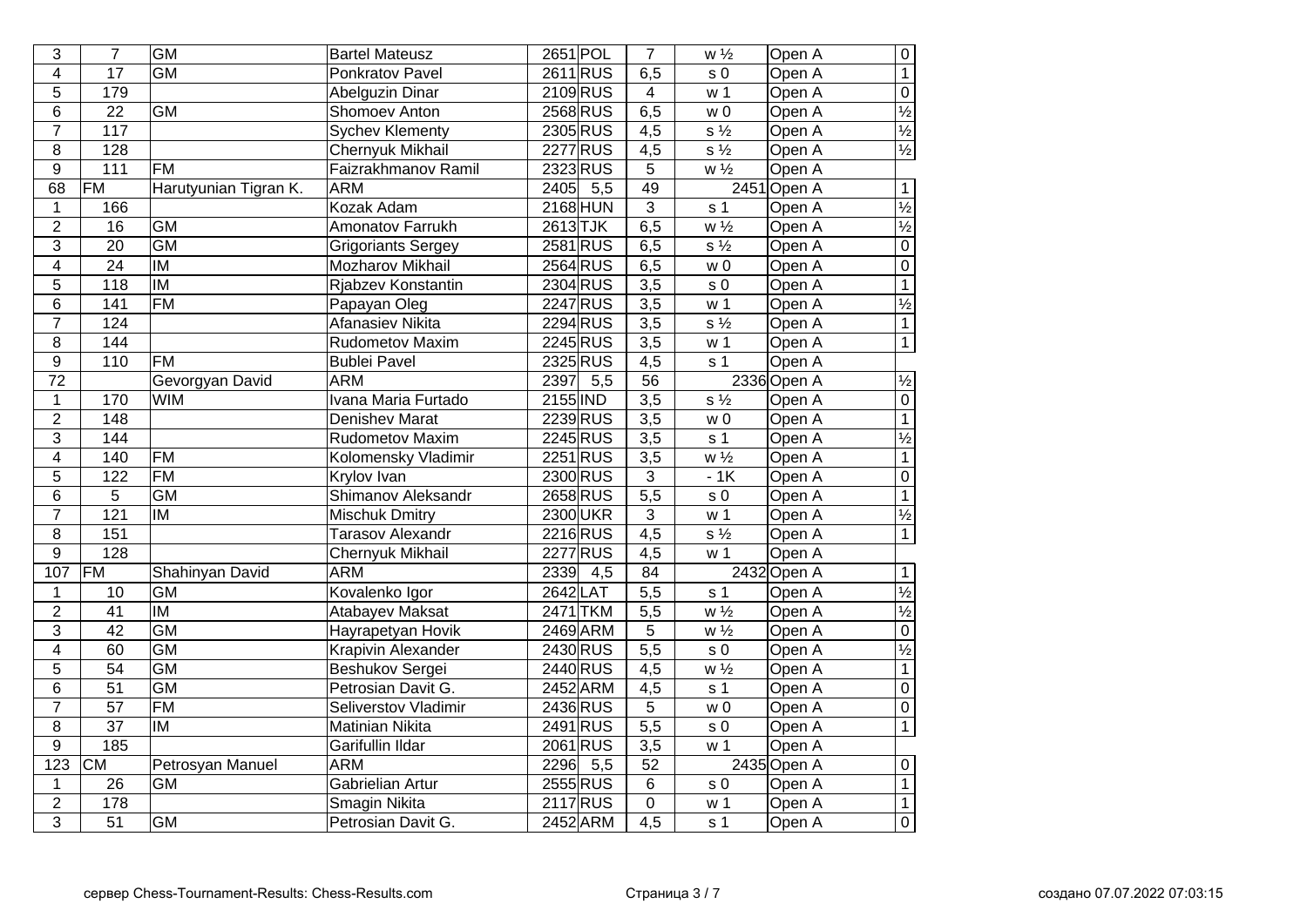| | | | | | | | | | | |
|---|---|---|---|---|---|---|---|---|---|---|
| 3 | 7 | GM | Bartel Mateusz | 2651 | POL | 7 | w ½ | Open A | | 0 |
| 4 | 17 | GM | Ponkratov Pavel | 2611 | RUS | 6,5 | s 0 | Open A | | 1 |
| 5 | 179 | | Abelguzin Dinar | 2109 | RUS | 4 | w 1 | Open A | | 0 |
| 6 | 22 | GM | Shomoev Anton | 2568 | RUS | 6,5 | w 0 | Open A | | ½ |
| 7 | 117 | | Sychev Klementy | 2305 | RUS | 4,5 | s ½ | Open A | | ½ |
| 8 | 128 | | Chernyuk Mikhail | 2277 | RUS | 4,5 | s ½ | Open A | | ½ |
| 9 | 111 | FM | Faizrakhmanov Ramil | 2323 | RUS | 5 | w ½ | Open A | | |
| 68 | FM | Harutyunian Tigran K. | ARM | 2405 | 5,5 | 49 | 2451 | Open A | | 1 |
| 1 | 166 | | Kozak Adam | 2168 | HUN | 3 | s 1 | Open A | | ½ |
| 2 | 16 | GM | Amonatov Farrukh | 2613 | TJK | 6,5 | w ½ | Open A | | ½ |
| 3 | 20 | GM | Grigoriants Sergey | 2581 | RUS | 6,5 | s ½ | Open A | | 0 |
| 4 | 24 | IM | Mozharov Mikhail | 2564 | RUS | 6,5 | w 0 | Open A | | 0 |
| 5 | 118 | IM | Rjabzev Konstantin | 2304 | RUS | 3,5 | s 0 | Open A | | 1 |
| 6 | 141 | FM | Papayan Oleg | 2247 | RUS | 3,5 | w 1 | Open A | | ½ |
| 7 | 124 | | Afanasiev Nikita | 2294 | RUS | 3,5 | s ½ | Open A | | 1 |
| 8 | 144 | | Rudometov Maxim | 2245 | RUS | 3,5 | w 1 | Open A | | 1 |
| 9 | 110 | FM | Bublei Pavel | 2325 | RUS | 4,5 | s 1 | Open A | | |
| 72 | | Gevorgyan David | ARM | 2397 | 5,5 | 56 | 2336 | Open A | | ½ |
| 1 | 170 | WIM | Ivana Maria Furtado | 2155 | IND | 3,5 | s ½ | Open A | | 0 |
| 2 | 148 | | Denishev Marat | 2239 | RUS | 3,5 | w 0 | Open A | | 1 |
| 3 | 144 | | Rudometov Maxim | 2245 | RUS | 3,5 | s 1 | Open A | | ½ |
| 4 | 140 | FM | Kolomensky Vladimir | 2251 | RUS | 3,5 | w ½ | Open A | | 1 |
| 5 | 122 | FM | Krylov Ivan | 2300 | RUS | 3 | - 1K | Open A | | 0 |
| 6 | 5 | GM | Shimanov Aleksandr | 2658 | RUS | 5,5 | s 0 | Open A | | 1 |
| 7 | 121 | IM | Mischuk Dmitry | 2300 | UKR | 3 | w 1 | Open A | | ½ |
| 8 | 151 | | Tarasov Alexandr | 2216 | RUS | 4,5 | s ½ | Open A | | 1 |
| 9 | 128 | | Chernyuk Mikhail | 2277 | RUS | 4,5 | w 1 | Open A | | |
| 107 | FM | Shahinyan David | ARM | 2339 | 4,5 | 84 | 2432 | Open A | | 1 |
| 1 | 10 | GM | Kovalenko Igor | 2642 | LAT | 5,5 | s 1 | Open A | | ½ |
| 2 | 41 | IM | Atabayev Maksat | 2471 | TKM | 5,5 | w ½ | Open A | | ½ |
| 3 | 42 | GM | Hayrapetyan Hovik | 2469 | ARM | 5 | w ½ | Open A | | 0 |
| 4 | 60 | GM | Krapivin Alexander | 2430 | RUS | 5,5 | s 0 | Open A | | ½ |
| 5 | 54 | GM | Beshukov Sergei | 2440 | RUS | 4,5 | w ½ | Open A | | 1 |
| 6 | 51 | GM | Petrosian Davit G. | 2452 | ARM | 4,5 | s 1 | Open A | | 0 |
| 7 | 57 | FM | Seliverstov Vladimir | 2436 | RUS | 5 | w 0 | Open A | | 0 |
| 8 | 37 | IM | Matinian Nikita | 2491 | RUS | 5,5 | s 0 | Open A | | 1 |
| 9 | 185 | | Garifullin Ildar | 2061 | RUS | 3,5 | w 1 | Open A | | |
| 123 | CM | Petrosyan Manuel | ARM | 2296 | 5,5 | 52 | 2435 | Open A | | 0 |
| 1 | 26 | GM | Gabrielian Artur | 2555 | RUS | 6 | s 0 | Open A | | 1 |
| 2 | 178 | | Smagin Nikita | 2117 | RUS | 0 | w 1 | Open A | | 1 |
| 3 | 51 | GM | Petrosian Davit G. | 2452 | ARM | 4,5 | s 1 | Open A | | 0 |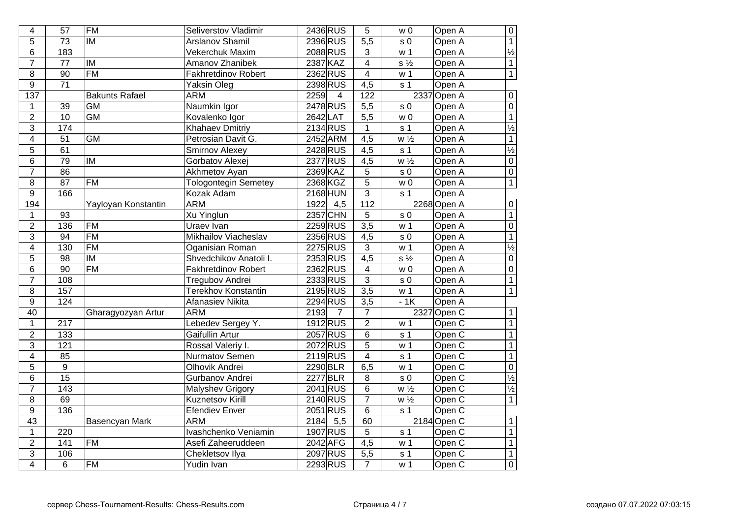| | | | | | | | | | |
|---|---|---|---|---|---|---|---|---|---|
| 4 | 57 | FM | Seliverstov Vladimir | 2436 | RUS | 5 | w 0 | Open A | 0 |
| 5 | 73 | IM | Arslanov Shamil | 2396 | RUS | 5,5 | s 0 | Open A | 1 |
| 6 | 183 | | Vekerchuk Maxim | 2088 | RUS | 3 | w 1 | Open A | ½ |
| 7 | 77 | IM | Amanov Zhanibek | 2387 | KAZ | 4 | s ½ | Open A | 1 |
| 8 | 90 | FM | Fakhretdinov Robert | 2362 | RUS | 4 | w 1 | Open A | 1 |
| 9 | 71 | | Yaksin Oleg | 2398 | RUS | 4,5 | s 1 | Open A | |
| 137 | | Bakunts Rafael | ARM | 2259 | 4 | 122 | 2337 | Open A | 0 |
| 1 | 39 | GM | Naumkin Igor | 2478 | RUS | 5,5 | s 0 | Open A | 0 |
| 2 | 10 | GM | Kovalenko Igor | 2642 | LAT | 5,5 | w 0 | Open A | 1 |
| 3 | 174 | | Khahaev Dmitriy | 2134 | RUS | 1 | s 1 | Open A | ½ |
| 4 | 51 | GM | Petrosian Davit G. | 2452 | ARM | 4,5 | w ½ | Open A | 1 |
| 5 | 61 | | Smirnov Alexey | 2428 | RUS | 4,5 | s 1 | Open A | ½ |
| 6 | 79 | IM | Gorbatov Alexej | 2377 | RUS | 4,5 | w ½ | Open A | 0 |
| 7 | 86 | | Akhmetov Ayan | 2369 | KAZ | 5 | s 0 | Open A | 0 |
| 8 | 87 | FM | Tologontegin Semetey | 2368 | KGZ | 5 | w 0 | Open A | 1 |
| 9 | 166 | | Kozak Adam | 2168 | HUN | 3 | s 1 | Open A | |
| 194 | | Yayloyan Konstantin | ARM | 1922 | 4,5 | 112 | 2268 | Open A | 0 |
| 1 | 93 | | Xu Yinglun | 2357 | CHN | 5 | s 0 | Open A | 1 |
| 2 | 136 | FM | Uraev Ivan | 2259 | RUS | 3,5 | w 1 | Open A | 0 |
| 3 | 94 | FM | Mikhailov Viacheslav | 2356 | RUS | 4,5 | s 0 | Open A | 1 |
| 4 | 130 | FM | Oganisian Roman | 2275 | RUS | 3 | w 1 | Open A | ½ |
| 5 | 98 | IM | Shvedchikov Anatoli I. | 2353 | RUS | 4,5 | s ½ | Open A | 0 |
| 6 | 90 | FM | Fakhretdinov Robert | 2362 | RUS | 4 | w 0 | Open A | 0 |
| 7 | 108 | | Tregubov Andrei | 2333 | RUS | 3 | s 0 | Open A | 1 |
| 8 | 157 | | Terekhov Konstantin | 2195 | RUS | 3,5 | w 1 | Open A | 1 |
| 9 | 124 | | Afanasiev Nikita | 2294 | RUS | 3,5 | - 1K | Open A | |
| 40 | | Gharagyozyan Artur | ARM | 2193 | 7 | 7 | 2327 | Open C | 1 |
| 1 | 217 | | Lebedev Sergey Y. | 1912 | RUS | 2 | w 1 | Open C | 1 |
| 2 | 133 | | Gaifullin Artur | 2057 | RUS | 6 | s 1 | Open C | 1 |
| 3 | 121 | | Rossal Valeriy I. | 2072 | RUS | 5 | w 1 | Open C | 1 |
| 4 | 85 | | Nurmatov Semen | 2119 | RUS | 4 | s 1 | Open C | 1 |
| 5 | 9 | | Olhovik Andrei | 2290 | BLR | 6,5 | w 1 | Open C | 0 |
| 6 | 15 | | Gurbanov Andrei | 2277 | BLR | 8 | s 0 | Open C | ½ |
| 7 | 143 | | Malyshev Grigory | 2041 | RUS | 6 | w ½ | Open C | ½ |
| 8 | 69 | | Kuznetsov Kirill | 2140 | RUS | 7 | w ½ | Open C | 1 |
| 9 | 136 | | Efendiev Enver | 2051 | RUS | 6 | s 1 | Open C | |
| 43 | | Basencyan Mark | ARM | 2184 | 5,5 | 60 | 2184 | Open C | 1 |
| 1 | 220 | | Ivashchenko Veniamin | 1907 | RUS | 5 | s 1 | Open C | 1 |
| 2 | 141 | FM | Asefi Zaheeruddeen | 2042 | AFG | 4,5 | w 1 | Open C | 1 |
| 3 | 106 | | Chekletsov Ilya | 2097 | RUS | 5,5 | s 1 | Open C | 1 |
| 4 | 6 | FM | Yudin Ivan | 2293 | RUS | 7 | w 1 | Open C | 0 |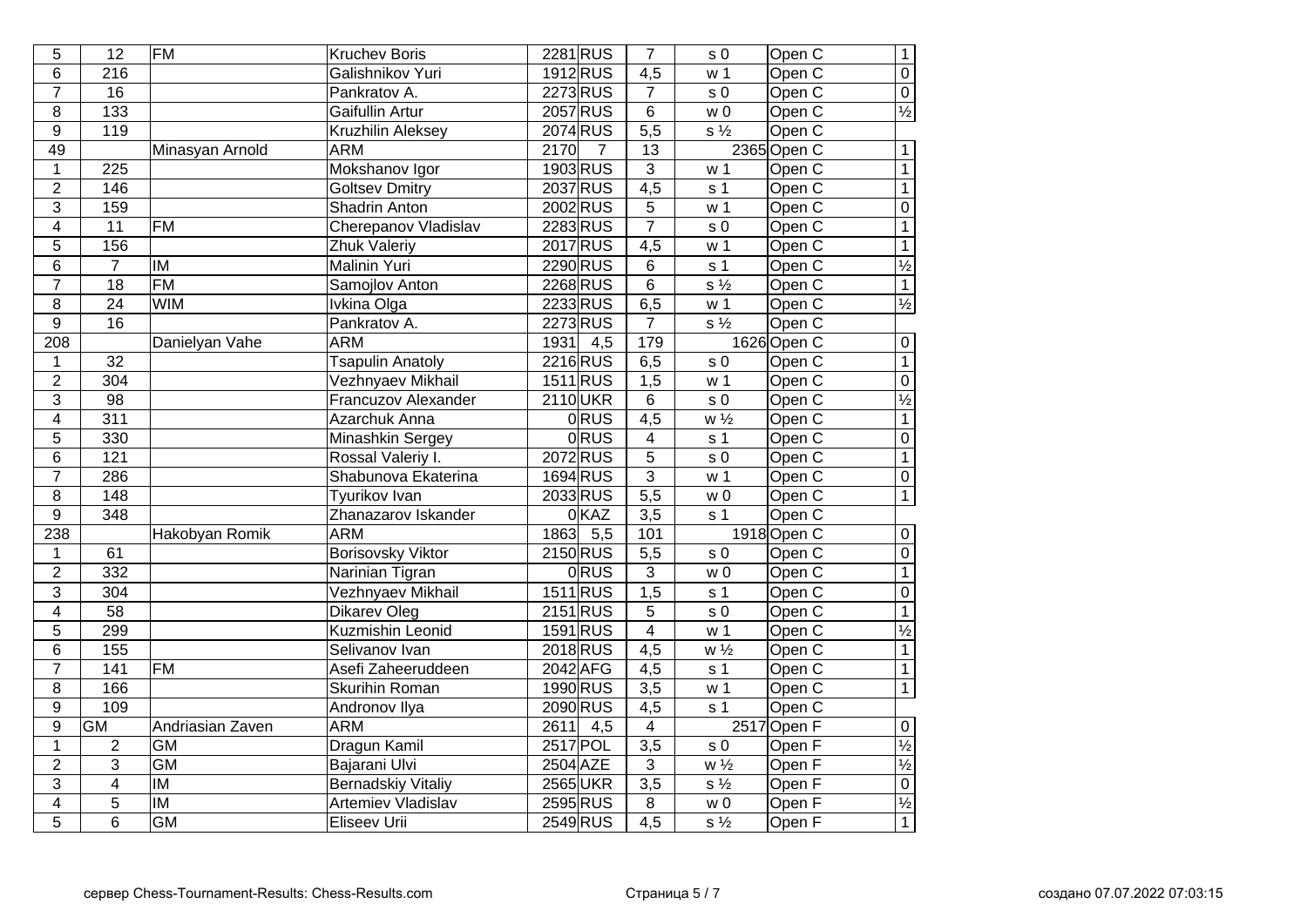| | | | | | | | | | |
|---|---|---|---|---|---|---|---|---|---|
| 5 | 12 | FM | Kruchev Boris | 2281 | RUS | 7 | s 0 | Open C | 1 |
| 6 | 216 | | Galishnikov Yuri | 1912 | RUS | 4,5 | w 1 | Open C | 0 |
| 7 | 16 | | Pankratov A. | 2273 | RUS | 7 | s 0 | Open C | 0 |
| 8 | 133 | | Gaifullin Artur | 2057 | RUS | 6 | w 0 | Open C | ½ |
| 9 | 119 | | Kruzhilin Aleksey | 2074 | RUS | 5,5 | s ½ | Open C | |
| 49 | | Minasyan Arnold | ARM | 2170 | 7 | 13 | 2365 | Open C | 1 |
| 1 | 225 | | Mokshanov Igor | 1903 | RUS | 3 | w 1 | Open C | 1 |
| 2 | 146 | | Goltsev Dmitry | 2037 | RUS | 4,5 | s 1 | Open C | 1 |
| 3 | 159 | | Shadrin Anton | 2002 | RUS | 5 | w 1 | Open C | 0 |
| 4 | 11 | FM | Cherepanov Vladislav | 2283 | RUS | 7 | s 0 | Open C | 1 |
| 5 | 156 | | Zhuk Valeriy | 2017 | RUS | 4,5 | w 1 | Open C | 1 |
| 6 | 7 | IM | Malinin Yuri | 2290 | RUS | 6 | s 1 | Open C | ½ |
| 7 | 18 | FM | Samojlov Anton | 2268 | RUS | 6 | s ½ | Open C | 1 |
| 8 | 24 | WIM | Ivkina Olga | 2233 | RUS | 6,5 | w 1 | Open C | ½ |
| 9 | 16 | | Pankratov A. | 2273 | RUS | 7 | s ½ | Open C | |
| 208 | | Danielyan Vahe | ARM | 1931 | 4,5 | 179 | 1626 | Open C | 0 |
| 1 | 32 | | Tsapulin Anatoly | 2216 | RUS | 6,5 | s 0 | Open C | 1 |
| 2 | 304 | | Vezhnyaev Mikhail | 1511 | RUS | 1,5 | w 1 | Open C | 0 |
| 3 | 98 | | Francuzov Alexander | 2110 | UKR | 6 | s 0 | Open C | ½ |
| 4 | 311 | | Azarchuk Anna | 0 | RUS | 4,5 | w ½ | Open C | 1 |
| 5 | 330 | | Minashkin Sergey | 0 | RUS | 4 | s 1 | Open C | 0 |
| 6 | 121 | | Rossal Valeriy I. | 2072 | RUS | 5 | s 0 | Open C | 1 |
| 7 | 286 | | Shabunova Ekaterina | 1694 | RUS | 3 | w 1 | Open C | 0 |
| 8 | 148 | | Tyurikov Ivan | 2033 | RUS | 5,5 | w 0 | Open C | 1 |
| 9 | 348 | | Zhanazarov Iskander | 0 | KAZ | 3,5 | s 1 | Open C | |
| 238 | | Hakobyan Romik | ARM | 1863 | 5,5 | 101 | 1918 | Open C | 0 |
| 1 | 61 | | Borisovsky Viktor | 2150 | RUS | 5,5 | s 0 | Open C | 0 |
| 2 | 332 | | Narinian Tigran | 0 | RUS | 3 | w 0 | Open C | 1 |
| 3 | 304 | | Vezhnyaev Mikhail | 1511 | RUS | 1,5 | s 1 | Open C | 0 |
| 4 | 58 | | Dikarev Oleg | 2151 | RUS | 5 | s 0 | Open C | 1 |
| 5 | 299 | | Kuzmishin Leonid | 1591 | RUS | 4 | w 1 | Open C | ½ |
| 6 | 155 | | Selivanov Ivan | 2018 | RUS | 4,5 | w ½ | Open C | 1 |
| 7 | 141 | FM | Asefi Zaheeruddeen | 2042 | AFG | 4,5 | s 1 | Open C | 1 |
| 8 | 166 | | Skurihin Roman | 1990 | RUS | 3,5 | w 1 | Open C | 1 |
| 9 | 109 | | Andronov Ilya | 2090 | RUS | 4,5 | s 1 | Open C | |
| 9 | GM | Andriasian Zaven | ARM | 2611 | 4,5 | 4 | 2517 | Open F | 0 |
| 1 | 2 | GM | Dragun Kamil | 2517 | POL | 3,5 | s 0 | Open F | ½ |
| 2 | 3 | GM | Bajarani Ulvi | 2504 | AZE | 3 | w ½ | Open F | ½ |
| 3 | 4 | IM | Bernadskiy Vitaliy | 2565 | UKR | 3,5 | s ½ | Open F | 0 |
| 4 | 5 | IM | Artemiev Vladislav | 2595 | RUS | 8 | w 0 | Open F | ½ |
| 5 | 6 | GM | Eliseev Urii | 2549 | RUS | 4,5 | s ½ | Open F | 1 |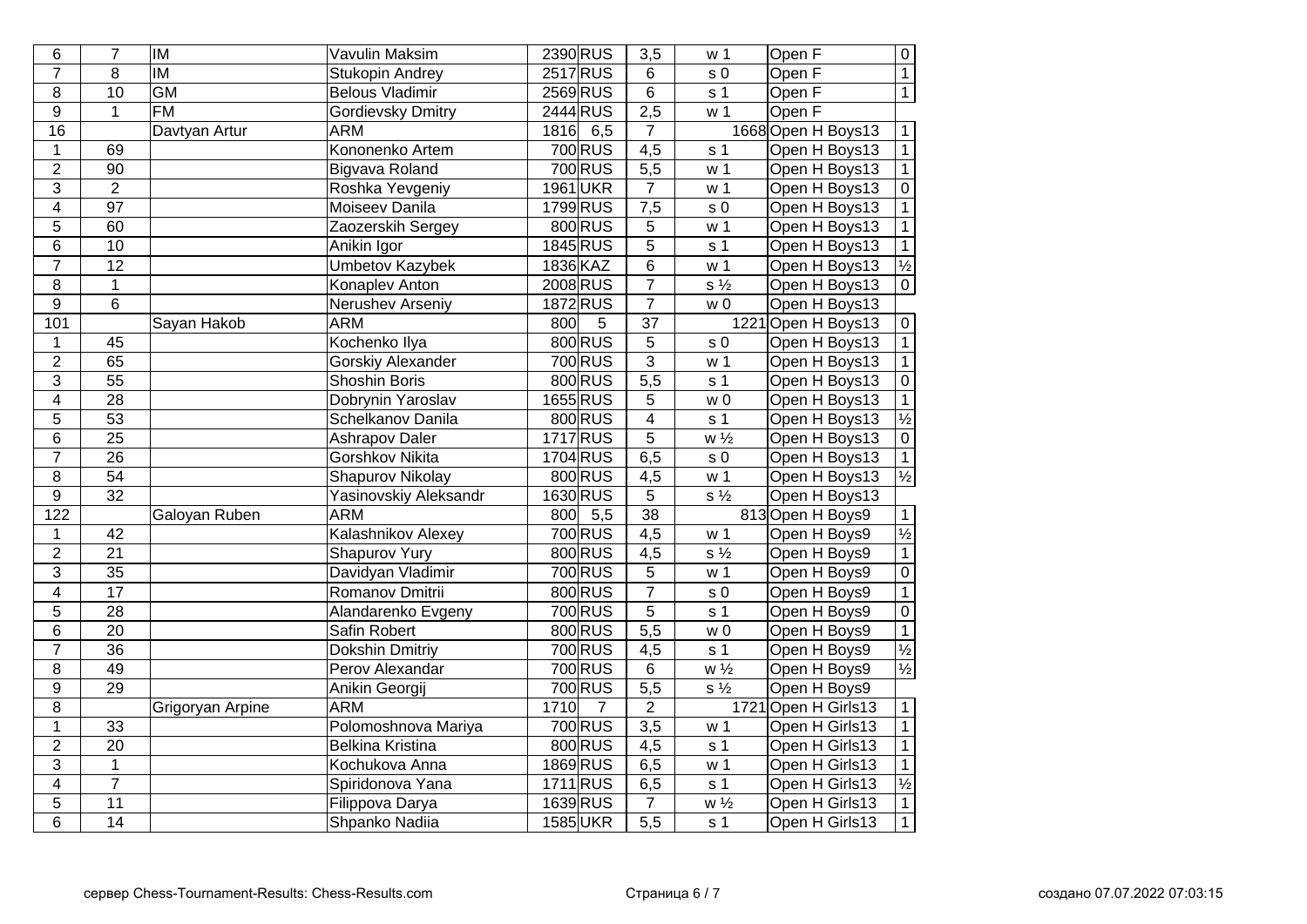| | | | | | | | | | |
|---|---|---|---|---|---|---|---|---|---|
| 6 | 7 | IM | Vavulin Maksim | 2390 | RUS | 3,5 | w 1 | Open F | 0 |
| 7 | 8 | IM | Stukopin Andrey | 2517 | RUS | 6 | s 0 | Open F | 1 |
| 8 | 10 | GM | Belous Vladimir | 2569 | RUS | 6 | s 1 | Open F | 1 |
| 9 | 1 | FM | Gordievsky Dmitry | 2444 | RUS | 2,5 | w 1 | Open F | |
| 16 | | Davtyan Artur | ARM | 1816 | 6,5 | 7 | 1668 | Open H Boys13 | 1 |
| 1 | 69 | | Kononenko Artem | 700 | RUS | 4,5 | s 1 | Open H Boys13 | 1 |
| 2 | 90 | | Bigvava Roland | 700 | RUS | 5,5 | w 1 | Open H Boys13 | 1 |
| 3 | 2 | | Roshka Yevgeniy | 1961 | UKR | 7 | w 1 | Open H Boys13 | 0 |
| 4 | 97 | | Moiseev Danila | 1799 | RUS | 7,5 | s 0 | Open H Boys13 | 1 |
| 5 | 60 | | Zaozerskih Sergey | 800 | RUS | 5 | w 1 | Open H Boys13 | 1 |
| 6 | 10 | | Anikin Igor | 1845 | RUS | 5 | s 1 | Open H Boys13 | 1 |
| 7 | 12 | | Umbetov Kazybek | 1836 | KAZ | 6 | w 1 | Open H Boys13 | ½ |
| 8 | 1 | | Konaplev Anton | 2008 | RUS | 7 | s ½ | Open H Boys13 | 0 |
| 9 | 6 | | Nerushev Arseniy | 1872 | RUS | 7 | w 0 | Open H Boys13 | |
| 101 | | Sayan Hakob | ARM | 800 | 5 | 37 | 1221 | Open H Boys13 | 0 |
| 1 | 45 | | Kochenko Ilya | 800 | RUS | 5 | s 0 | Open H Boys13 | 1 |
| 2 | 65 | | Gorskiy Alexander | 700 | RUS | 3 | w 1 | Open H Boys13 | 1 |
| 3 | 55 | | Shoshin Boris | 800 | RUS | 5,5 | s 1 | Open H Boys13 | 0 |
| 4 | 28 | | Dobrynin Yaroslav | 1655 | RUS | 5 | w 0 | Open H Boys13 | 1 |
| 5 | 53 | | Schelkanov Danila | 800 | RUS | 4 | s 1 | Open H Boys13 | ½ |
| 6 | 25 | | Ashrapov Daler | 1717 | RUS | 5 | w ½ | Open H Boys13 | 0 |
| 7 | 26 | | Gorshkov Nikita | 1704 | RUS | 6,5 | s 0 | Open H Boys13 | 1 |
| 8 | 54 | | Shapurov Nikolay | 800 | RUS | 4,5 | w 1 | Open H Boys13 | ½ |
| 9 | 32 | | Yasinovskiy Aleksandr | 1630 | RUS | 5 | s ½ | Open H Boys13 | |
| 122 | | Galoyan Ruben | ARM | 800 | 5,5 | 38 | 813 | Open H Boys9 | 1 |
| 1 | 42 | | Kalashnikov Alexey | 700 | RUS | 4,5 | w 1 | Open H Boys9 | ½ |
| 2 | 21 | | Shapurov Yury | 800 | RUS | 4,5 | s ½ | Open H Boys9 | 1 |
| 3 | 35 | | Davidyan Vladimir | 700 | RUS | 5 | w 1 | Open H Boys9 | 0 |
| 4 | 17 | | Romanov Dmitrii | 800 | RUS | 7 | s 0 | Open H Boys9 | 1 |
| 5 | 28 | | Alandarenko Evgeny | 700 | RUS | 5 | s 1 | Open H Boys9 | 0 |
| 6 | 20 | | Safin Robert | 800 | RUS | 5,5 | w 0 | Open H Boys9 | 1 |
| 7 | 36 | | Dokshin Dmitriy | 700 | RUS | 4,5 | s 1 | Open H Boys9 | ½ |
| 8 | 49 | | Perov Alexandar | 700 | RUS | 6 | w ½ | Open H Boys9 | ½ |
| 9 | 29 | | Anikin Georgij | 700 | RUS | 5,5 | s ½ | Open H Boys9 | |
| 8 | | Grigoryan Arpine | ARM | 1710 | 7 | 2 | 1721 | Open H Girls13 | 1 |
| 1 | 33 | | Polomoshnova Mariya | 700 | RUS | 3,5 | w 1 | Open H Girls13 | 1 |
| 2 | 20 | | Belkina Kristina | 800 | RUS | 4,5 | s 1 | Open H Girls13 | 1 |
| 3 | 1 | | Kochukova Anna | 1869 | RUS | 6,5 | w 1 | Open H Girls13 | 1 |
| 4 | 7 | | Spiridonova Yana | 1711 | RUS | 6,5 | s 1 | Open H Girls13 | ½ |
| 5 | 11 | | Filippova Darya | 1639 | RUS | 7 | w ½ | Open H Girls13 | 1 |
| 6 | 14 | | Shpanko Nadiia | 1585 | UKR | 5,5 | s 1 | Open H Girls13 | 1 |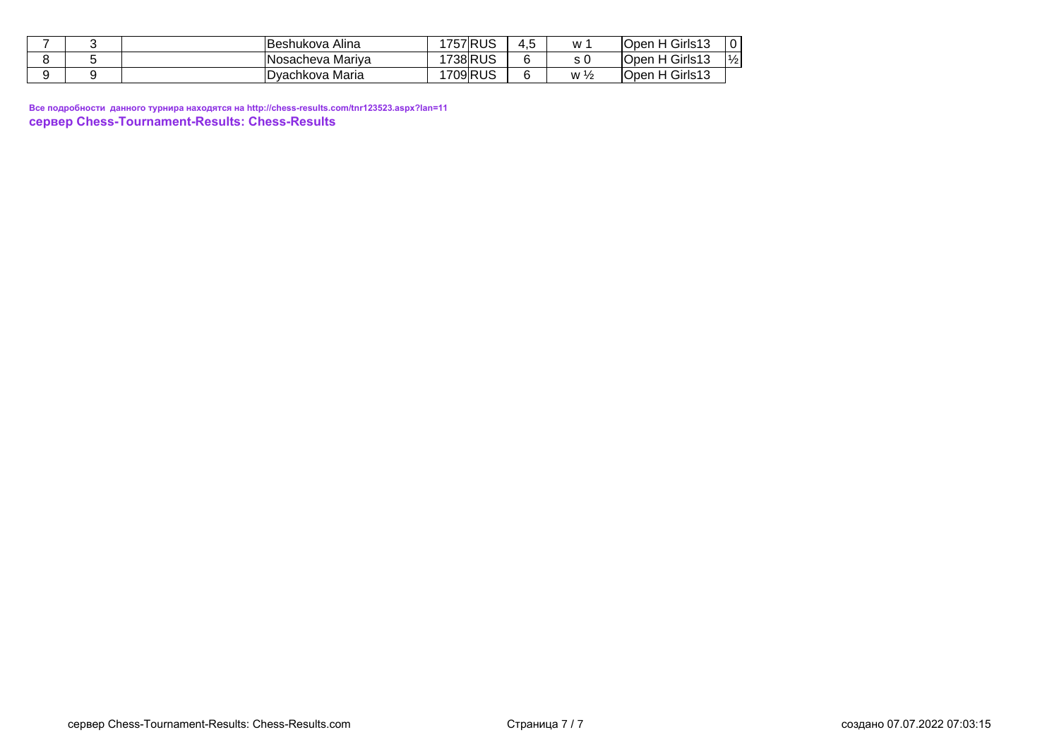| | | | | | | | | | |
|---|---|---|---|---|---|---|---|---|---|
| 7 | 3 | | Beshukova Alina | 1757 | RUS | 4,5 | w 1 | Open H Girls13 | 0 |
| 8 | 5 | | Nosacheva Mariya | 1738 | RUS | 6 | s 0 | Open H Girls13 | ½ |
| 9 | 9 | | Dyachkova Maria | 1709 | RUS | 6 | w ½ | Open H Girls13 | |

**Все подробности данного турнира находятся на http://chess-results.com/tnr123523.aspx?lan=11**

**сервер Chess-Tournament-Results: Chess-Results**